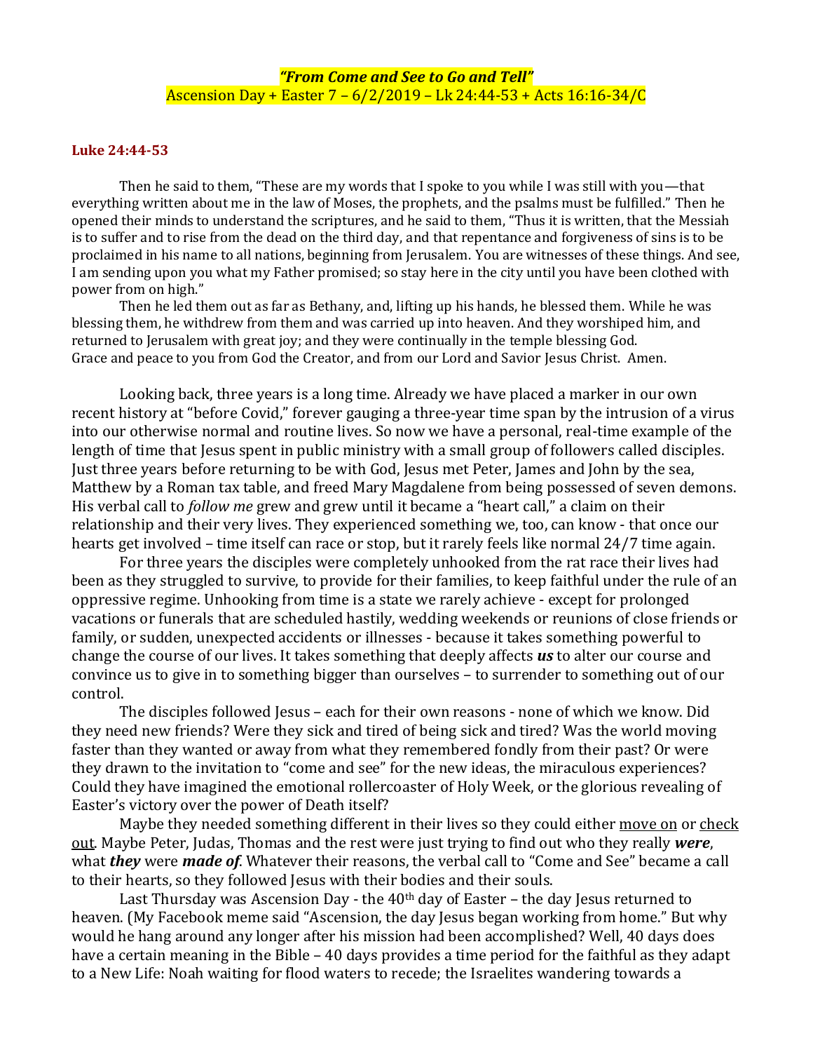***"From Come and See to Go and Tell"***
Ascension Day + Easter 7 – 6/2/2019 – Lk 24:44-53 + Acts 16:16-34/C

**Luke 24:44-53**

Then he said to them, "These are my words that I spoke to you while I was still with you—that everything written about me in the law of Moses, the prophets, and the psalms must be fulfilled." Then he opened their minds to understand the scriptures, and he said to them, "Thus it is written, that the Messiah is to suffer and to rise from the dead on the third day, and that repentance and forgiveness of sins is to be proclaimed in his name to all nations, beginning from Jerusalem. You are witnesses of these things. And see, I am sending upon you what my Father promised; so stay here in the city until you have been clothed with power from on high."

Then he led them out as far as Bethany, and, lifting up his hands, he blessed them. While he was blessing them, he withdrew from them and was carried up into heaven. And they worshiped him, and returned to Jerusalem with great joy; and they were continually in the temple blessing God.
Grace and peace to you from God the Creator, and from our Lord and Savior Jesus Christ. Amen.

Looking back, three years is a long time. Already we have placed a marker in our own recent history at "before Covid," forever gauging a three-year time span by the intrusion of a virus into our otherwise normal and routine lives. So now we have a personal, real-time example of the length of time that Jesus spent in public ministry with a small group of followers called disciples. Just three years before returning to be with God, Jesus met Peter, James and John by the sea, Matthew by a Roman tax table, and freed Mary Magdalene from being possessed of seven demons. His verbal call to *follow me* grew and grew until it became a "heart call," a claim on their relationship and their very lives. They experienced something we, too, can know - that once our hearts get involved – time itself can race or stop, but it rarely feels like normal 24/7 time again.

For three years the disciples were completely unhooked from the rat race their lives had been as they struggled to survive, to provide for their families, to keep faithful under the rule of an oppressive regime. Unhooking from time is a state we rarely achieve - except for prolonged vacations or funerals that are scheduled hastily, wedding weekends or reunions of close friends or family, or sudden, unexpected accidents or illnesses - because it takes something powerful to change the course of our lives. It takes something that deeply affects ***us*** to alter our course and convince us to give in to something bigger than ourselves – to surrender to something out of our control.

The disciples followed Jesus – each for their own reasons - none of which we know. Did they need new friends? Were they sick and tired of being sick and tired? Was the world moving faster than they wanted or away from what they remembered fondly from their past? Or were they drawn to the invitation to "come and see" for the new ideas, the miraculous experiences? Could they have imagined the emotional rollercoaster of Holy Week, or the glorious revealing of Easter's victory over the power of Death itself?

Maybe they needed something different in their lives so they could either <u>move on</u> or <u>check out</u>. Maybe Peter, Judas, Thomas and the rest were just trying to find out who they really ***were***, what ***they*** were ***made of***. Whatever their reasons, the verbal call to "Come and See" became a call to their hearts, so they followed Jesus with their bodies and their souls.

Last Thursday was Ascension Day - the 40th day of Easter – the day Jesus returned to heaven. (My Facebook meme said "Ascension, the day Jesus began working from home." But why would he hang around any longer after his mission had been accomplished? Well, 40 days does have a certain meaning in the Bible – 40 days provides a time period for the faithful as they adapt to a New Life: Noah waiting for flood waters to recede; the Israelites wandering towards a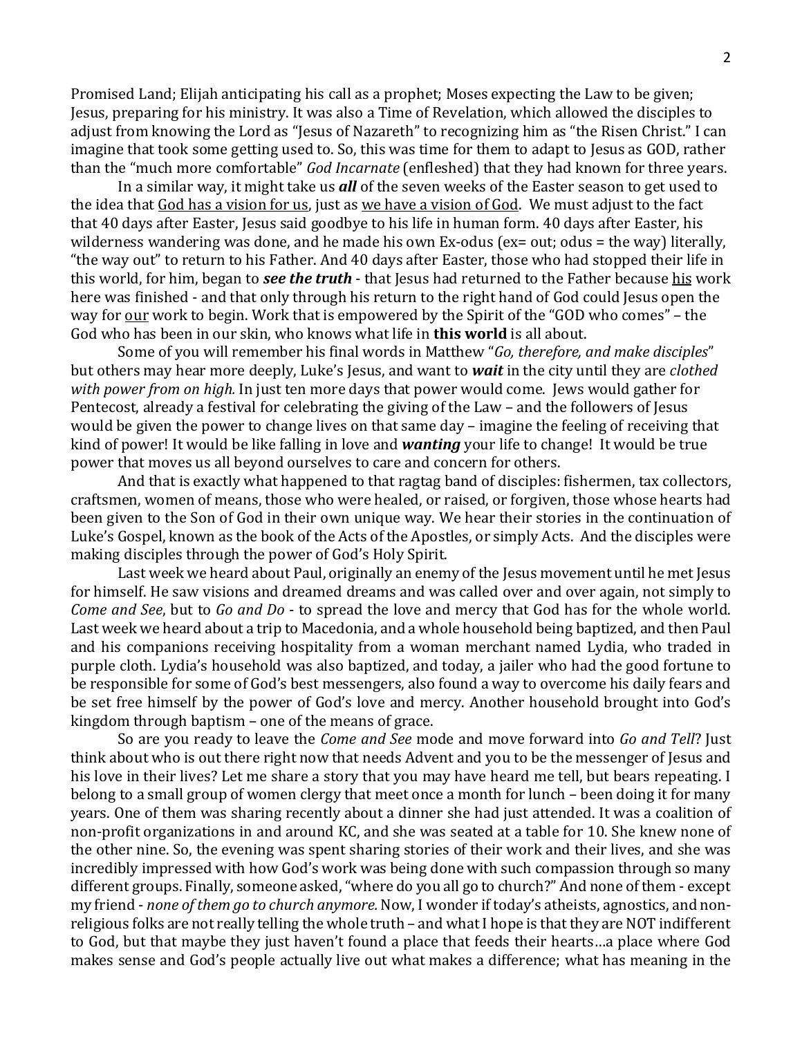Promised Land; Elijah anticipating his call as a prophet; Moses expecting the Law to be given; Jesus, preparing for his ministry. It was also a Time of Revelation, which allowed the disciples to adjust from knowing the Lord as "Jesus of Nazareth" to recognizing him as "the Risen Christ." I can imagine that took some getting used to. So, this was time for them to adapt to Jesus as GOD, rather than the "much more comfortable" *God Incarnate* (enfleshed) that they had known for three years.

In a similar way, it might take us ***all*** of the seven weeks of the Easter season to get used to the idea that <u>God has a vision for us</u>, just as <u>we have a vision of God</u>. We must adjust to the fact that 40 days after Easter, Jesus said goodbye to his life in human form. 40 days after Easter, his wilderness wandering was done, and he made his own Ex-odus (ex= out; odus = the way) literally, "the way out" to return to his Father. And 40 days after Easter, those who had stopped their life in this world, for him, began to ***see the truth*** - that Jesus had returned to the Father because <u>his</u> work here was finished - and that only through his return to the right hand of God could Jesus open the way for <u>our</u> work to begin. Work that is empowered by the Spirit of the "GOD who comes" – the God who has been in our skin, who knows what life in **this world** is all about.

Some of you will remember his final words in Matthew "*Go, therefore, and make disciples*" but others may hear more deeply, Luke's Jesus, and want to ***wait*** in the city until they are *clothed with power from on high.* In just ten more days that power would come. Jews would gather for Pentecost, already a festival for celebrating the giving of the Law – and the followers of Jesus would be given the power to change lives on that same day – imagine the feeling of receiving that kind of power! It would be like falling in love and ***wanting*** your life to change! It would be true power that moves us all beyond ourselves to care and concern for others.

And that is exactly what happened to that ragtag band of disciples: fishermen, tax collectors, craftsmen, women of means, those who were healed, or raised, or forgiven, those whose hearts had been given to the Son of God in their own unique way. We hear their stories in the continuation of Luke's Gospel, known as the book of the Acts of the Apostles, or simply Acts. And the disciples were making disciples through the power of God's Holy Spirit.

Last week we heard about Paul, originally an enemy of the Jesus movement until he met Jesus for himself. He saw visions and dreamed dreams and was called over and over again, not simply to *Come and See*, but to *Go and Do* - to spread the love and mercy that God has for the whole world. Last week we heard about a trip to Macedonia, and a whole household being baptized, and then Paul and his companions receiving hospitality from a woman merchant named Lydia, who traded in purple cloth. Lydia's household was also baptized, and today, a jailer who had the good fortune to be responsible for some of God's best messengers, also found a way to overcome his daily fears and be set free himself by the power of God's love and mercy. Another household brought into God's kingdom through baptism – one of the means of grace.

So are you ready to leave the *Come and See* mode and move forward into *Go and Tell*? Just think about who is out there right now that needs Advent and you to be the messenger of Jesus and his love in their lives? Let me share a story that you may have heard me tell, but bears repeating. I belong to a small group of women clergy that meet once a month for lunch – been doing it for many years. One of them was sharing recently about a dinner she had just attended. It was a coalition of non-profit organizations in and around KC, and she was seated at a table for 10. She knew none of the other nine. So, the evening was spent sharing stories of their work and their lives, and she was incredibly impressed with how God's work was being done with such compassion through so many different groups. Finally, someone asked, "where do you all go to church?" And none of them - except my friend - *none of them go to church anymore.* Now, I wonder if today's atheists, agnostics, and non-religious folks are not really telling the whole truth – and what I hope is that they are NOT indifferent to God, but that maybe they just haven't found a place that feeds their hearts…a place where God makes sense and God's people actually live out what makes a difference; what has meaning in the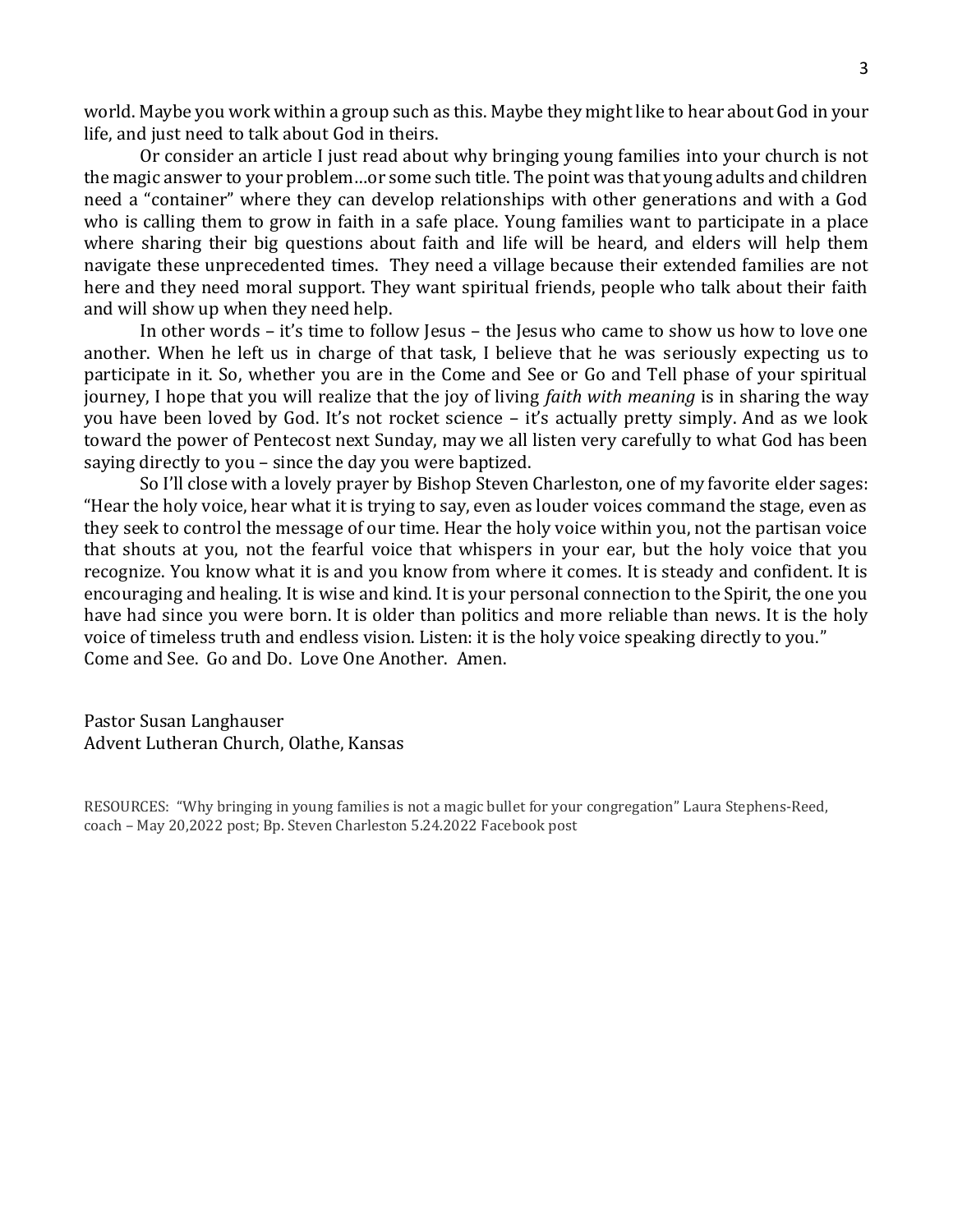world. Maybe you work within a group such as this. Maybe they might like to hear about God in your life, and just need to talk about God in theirs.

Or consider an article I just read about why bringing young families into your church is not the magic answer to your problem…or some such title. The point was that young adults and children need a "container" where they can develop relationships with other generations and with a God who is calling them to grow in faith in a safe place. Young families want to participate in a place where sharing their big questions about faith and life will be heard, and elders will help them navigate these unprecedented times. They need a village because their extended families are not here and they need moral support. They want spiritual friends, people who talk about their faith and will show up when they need help.

In other words – it's time to follow Jesus – the Jesus who came to show us how to love one another. When he left us in charge of that task, I believe that he was seriously expecting us to participate in it. So, whether you are in the Come and See or Go and Tell phase of your spiritual journey, I hope that you will realize that the joy of living *faith with meaning* is in sharing the way you have been loved by God. It's not rocket science – it's actually pretty simply. And as we look toward the power of Pentecost next Sunday, may we all listen very carefully to what God has been saying directly to you – since the day you were baptized.

So I'll close with a lovely prayer by Bishop Steven Charleston, one of my favorite elder sages: "Hear the holy voice, hear what it is trying to say, even as louder voices command the stage, even as they seek to control the message of our time. Hear the holy voice within you, not the partisan voice that shouts at you, not the fearful voice that whispers in your ear, but the holy voice that you recognize. You know what it is and you know from where it comes. It is steady and confident. It is encouraging and healing. It is wise and kind. It is your personal connection to the Spirit, the one you have had since you were born. It is older than politics and more reliable than news. It is the holy voice of timeless truth and endless vision. Listen: it is the holy voice speaking directly to you."
Come and See. Go and Do. Love One Another. Amen.

Pastor Susan Langhauser
Advent Lutheran Church, Olathe, Kansas

RESOURCES: "Why bringing in young families is not a magic bullet for your congregation" Laura Stephens-Reed, coach – May 20,2022 post; Bp. Steven Charleston 5.24.2022 Facebook post